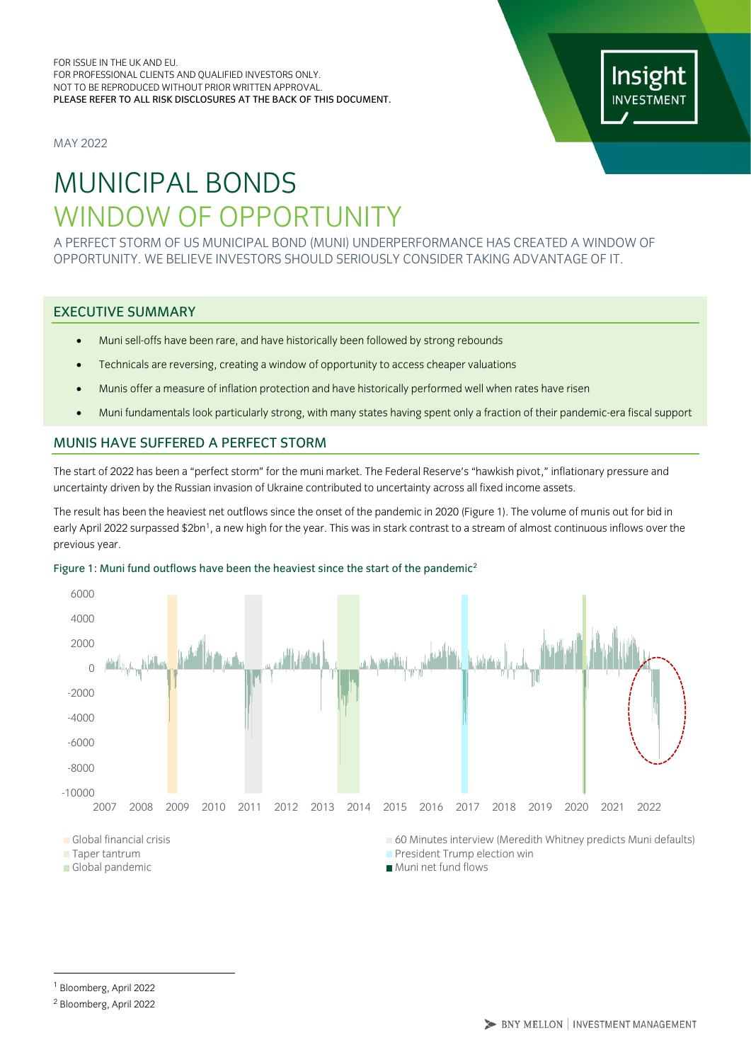FOR ISSUE IN THE UK AND EU.
FOR PROFESSIONAL CLIENTS AND QUALIFIED INVESTORS ONLY.
NOT TO BE REPRODUCED WITHOUT PRIOR WRITTEN APPROVAL.
PLEASE REFER TO ALL RISK DISCLOSURES AT THE BACK OF THIS DOCUMENT.

MAY 2022

# MUNICIPAL BONDS
# WINDOW OF OPPORTUNITY

A PERFECT STORM OF US MUNICIPAL BOND (MUNI) UNDERPERFORMANCE HAS CREATED A WINDOW OF OPPORTUNITY. WE BELIEVE INVESTORS SHOULD SERIOUSLY CONSIDER TAKING ADVANTAGE OF IT.

## EXECUTIVE SUMMARY

- Muni sell-offs have been rare, and have historically been followed by strong rebounds
- Technicals are reversing, creating a window of opportunity to access cheaper valuations
- Munis offer a measure of inflation protection and have historically performed well when rates have risen
- Muni fundamentals look particularly strong, with many states having spent only a fraction of their pandemic-era fiscal support

## MUNIS HAVE SUFFERED A PERFECT STORM

The start of 2022 has been a "perfect storm" for the muni market. The Federal Reserve's "hawkish pivot," inflationary pressure and uncertainty driven by the Russian invasion of Ukraine contributed to uncertainty across all fixed income assets.

The result has been the heaviest net outflows since the onset of the pandemic in 2020 (Figure 1). The volume of munis out for bid in early April 2022 surpassed $2bn[1], a new high for the year. This was in stark contrast to a stream of almost continuous inflows over the previous year.

Figure 1: Muni fund outflows have been the heaviest since the start of the pandemic[2]

6000
4000
2000
0
-2000
-4000
-6000
-8000
-10000

2007 2008 2009 2010 2011 2012 2013 2014 2015 2016 2017 2018 2019 2020 2021 2022

Global financial crisis
Taper tantrum
Global pandemic
60 Minutes interview (Meredith Whitney predicts Muni defaults)
President Trump election win
Muni net fund flows

---

[1] Bloomberg, April 2022

[2] Bloomberg, April 2022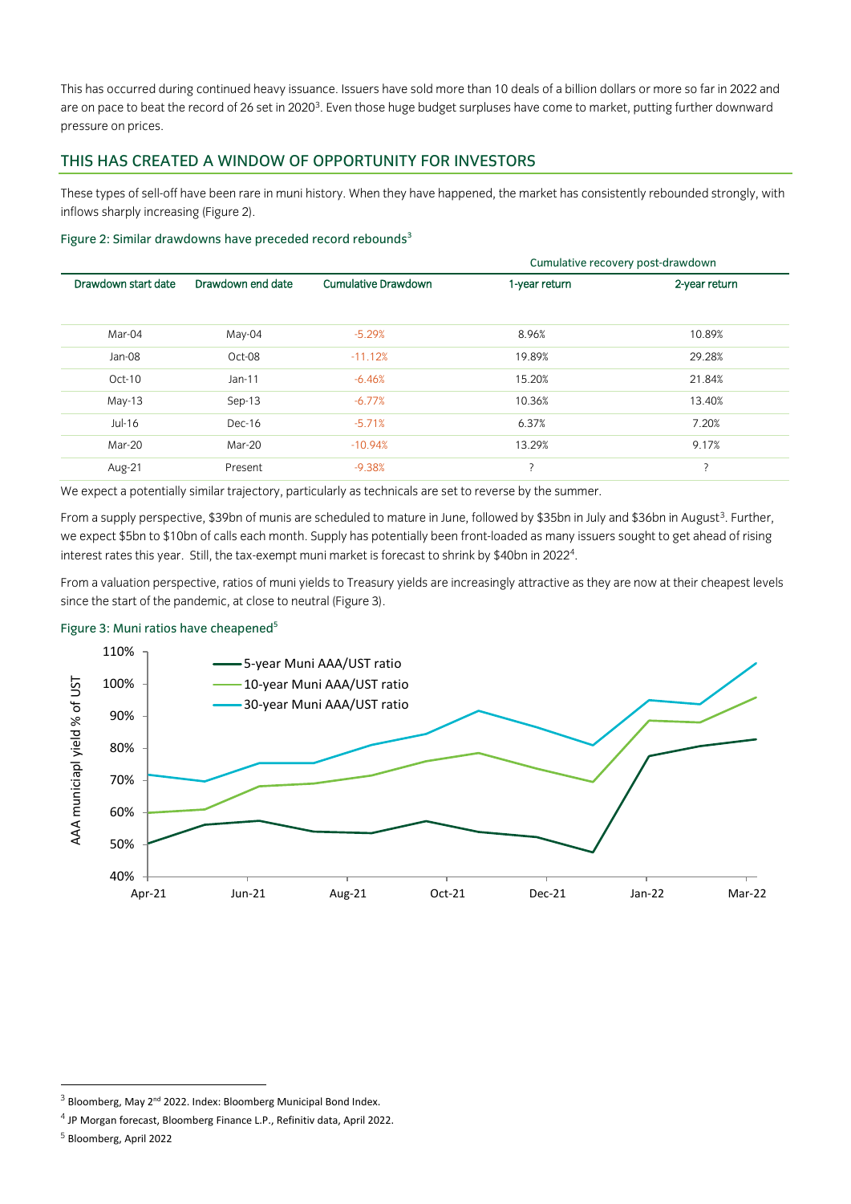This has occurred during continued heavy issuance. Issuers have sold more than 10 deals of a billion dollars or more so far in 2022 and are on pace to beat the record of 26 set in 2020[3]. Even those huge budget surpluses have come to market, putting further downward pressure on prices.

## THIS HAS CREATED A WINDOW OF OPPORTUNITY FOR INVESTORS

These types of sell-off have been rare in muni history. When they have happened, the market has consistently rebounded strongly, with inflows sharply increasing (Figure 2).

Figure 2: Similar drawdowns have preceded record rebounds[3]

| | | | Cumulative recovery post-drawdown | |
|---|---|---|---|---|
| Drawdown start date | Drawdown end date | Cumulative Drawdown | 1-year return | 2-year return |
| Mar-04 | May-04 | -5.29% | 8.96% | 10.89% |
| Jan-08 | Oct-08 | -11.12% | 19.89% | 29.28% |
| Oct-10 | Jan-11 | -6.46% | 15.20% | 21.84% |
| May-13 | Sep-13 | -6.77% | 10.36% | 13.40% |
| Jul-16 | Dec-16 | -5.71% | 6.37% | 7.20% |
| Mar-20 | Mar-20 | -10.94% | 13.29% | 9.17% |
| Aug-21 | Present | -9.38% | ? | ? |

We expect a potentially similar trajectory, particularly as technicals are set to reverse by the summer.

From a supply perspective, \$39bn of munis are scheduled to mature in June, followed by \$35bn in July and \$36bn in August[3]. Further, we expect \$5bn to \$10bn of calls each month. Supply has potentially been front-loaded as many issuers sought to get ahead of rising interest rates this year. Still, the tax-exempt muni market is forecast to shrink by \$40bn in 2022[4].

From a valuation perspective, ratios of muni yields to Treasury yields are increasingly attractive as they are now at their cheapest levels since the start of the pandemic, at close to neutral (Figure 3).

Figure 3: Muni ratios have cheapened[5]

[3] Bloomberg, May 2nd 2022. Index: Bloomberg Municipal Bond Index.

[4] JP Morgan forecast, Bloomberg Finance L.P., Refinitiv data, April 2022.

[5] Bloomberg, April 2022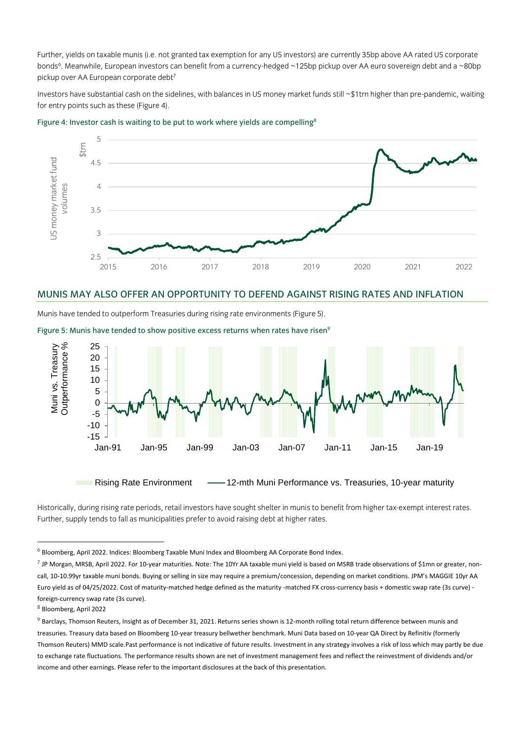Further, yields on taxable munis (i.e. not granted tax exemption for any US investors) are currently 35bp above AA rated US corporate bonds[6]. Meanwhile, European investors can benefit from a currency-hedged ~125bp pickup over AA euro sovereign debt and a ~80bp pickup over AA European corporate debt[7]

Investors have substantial cash on the sidelines, with balances in US money market funds still ~$1trn higher than pre-pandemic, waiting for entry points such as these (Figure 4).

Figure 4: Investor cash is waiting to be put to work where yields are compelling[8]

## MUNIS MAY ALSO OFFER AN OPPORTUNITY TO DEFEND AGAINST RISING RATES AND INFLATION

Munis have tended to outperform Treasuries during rising rate environments (Figure 5).

Figure 5: Munis have tended to show positive excess returns when rates have risen[9]

Historically, during rising rate periods, retail investors have sought shelter in munis to benefit from higher tax-exempt interest rates. Further, supply tends to fall as municipalities prefer to avoid raising debt at higher rates.

---

[6] Bloomberg, April 2022. Indices: Bloomberg Taxable Muni Index and Bloomberg AA Corporate Bond Index.

[7] JP Morgan, MRSB, April 2022. For 10-year maturities. Note: The 10Yr AA taxable muni yield is based on MSRB trade observations of $1mn or greater, non-call, 10-10.99yr taxable muni bonds. Buying or selling in size may require a premium/concession, depending on market conditions. JPM's MAGGIE 10yr AA Euro yield as of 04/25/2022. Cost of maturity-matched hedge defined as the maturity -matched FX cross-currency basis + domestic swap rate (3s curve) - foreign-currency swap rate (3s curve).

[8] Bloomberg, April 2022

[9] Barclays, Thomson Reuters, Insight as of December 31, 2021. Returns series shown is 12-month rolling total return difference between munis and treasuries. Treasury data based on Bloomberg 10-year treasury bellwether benchmark. Muni Data based on 10-year QA Direct by Refinitiv (formerly Thomson Reuters) MMD scale.Past performance is not indicative of future results. Investment in any strategy involves a risk of loss which may partly be due to exchange rate fluctuations. The performance results shown are net of investment management fees and reflect the reinvestment of dividends and/or income and other earnings. Please refer to the important disclosures at the back of this presentation.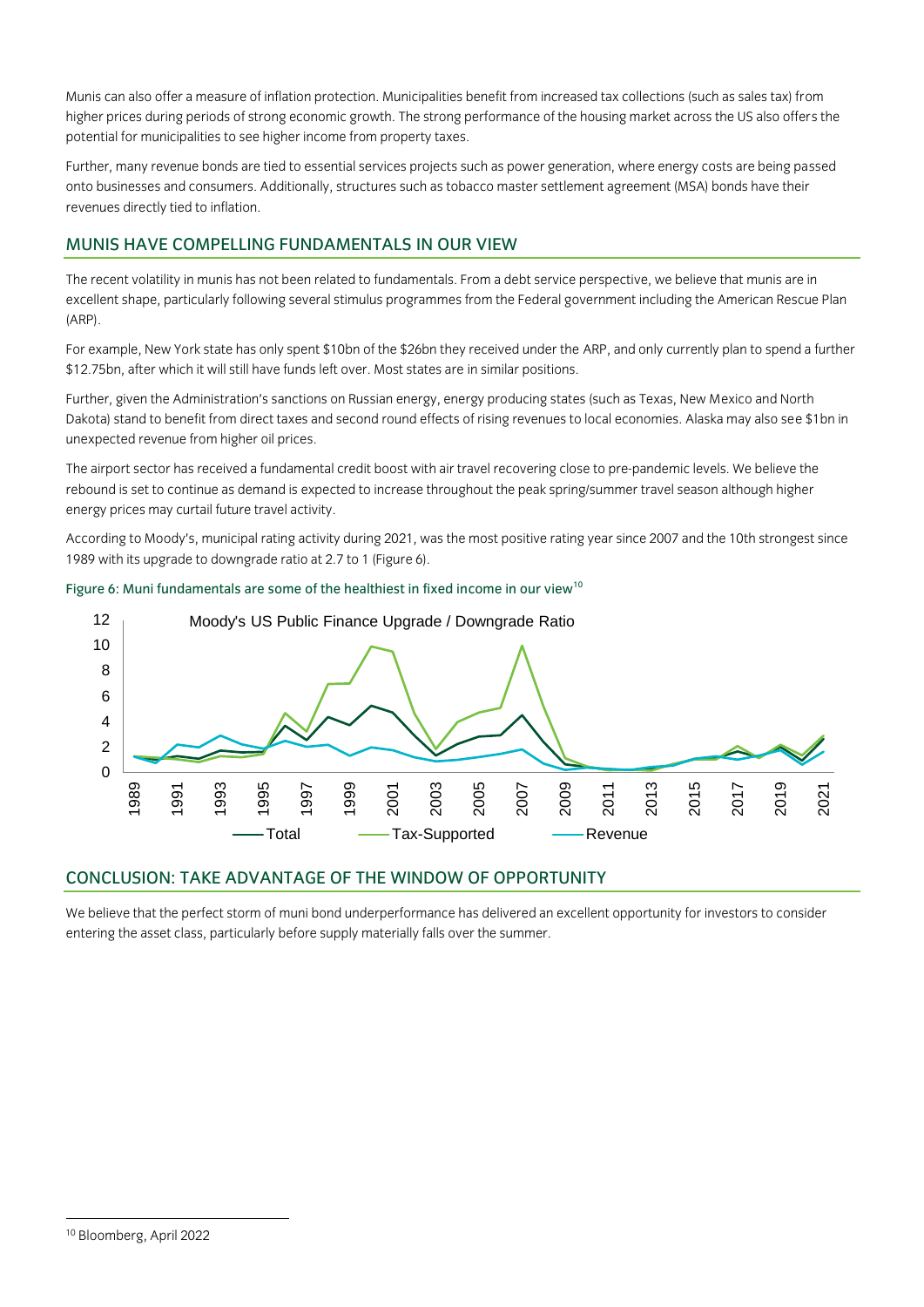Munis can also offer a measure of inflation protection. Municipalities benefit from increased tax collections (such as sales tax) from higher prices during periods of strong economic growth. The strong performance of the housing market across the US also offers the potential for municipalities to see higher income from property taxes.

Further, many revenue bonds are tied to essential services projects such as power generation, where energy costs are being passed onto businesses and consumers. Additionally, structures such as tobacco master settlement agreement (MSA) bonds have their revenues directly tied to inflation.

## MUNIS HAVE COMPELLING FUNDAMENTALS IN OUR VIEW

The recent volatility in munis has not been related to fundamentals. From a debt service perspective, we believe that munis are in excellent shape, particularly following several stimulus programmes from the Federal government including the American Rescue Plan (ARP).

For example, New York state has only spent $10bn of the $26bn they received under the ARP, and only currently plan to spend a further $12.75bn, after which it will still have funds left over. Most states are in similar positions.

Further, given the Administration's sanctions on Russian energy, energy producing states (such as Texas, New Mexico and North Dakota) stand to benefit from direct taxes and second round effects of rising revenues to local economies. Alaska may also see $1bn in unexpected revenue from higher oil prices.

The airport sector has received a fundamental credit boost with air travel recovering close to pre-pandemic levels. We believe the rebound is set to continue as demand is expected to increase throughout the peak spring/summer travel season although higher energy prices may curtail future travel activity.

According to Moody's, municipal rating activity during 2021, was the most positive rating year since 2007 and the 10th strongest since 1989 with its upgrade to downgrade ratio at 2.7 to 1 (Figure 6).

Figure 6: Muni fundamentals are some of the healthiest in fixed income in our view[10]

## CONCLUSION: TAKE ADVANTAGE OF THE WINDOW OF OPPORTUNITY

We believe that the perfect storm of muni bond underperformance has delivered an excellent opportunity for investors to consider entering the asset class, particularly before supply materially falls over the summer.

[10] Bloomberg, April 2022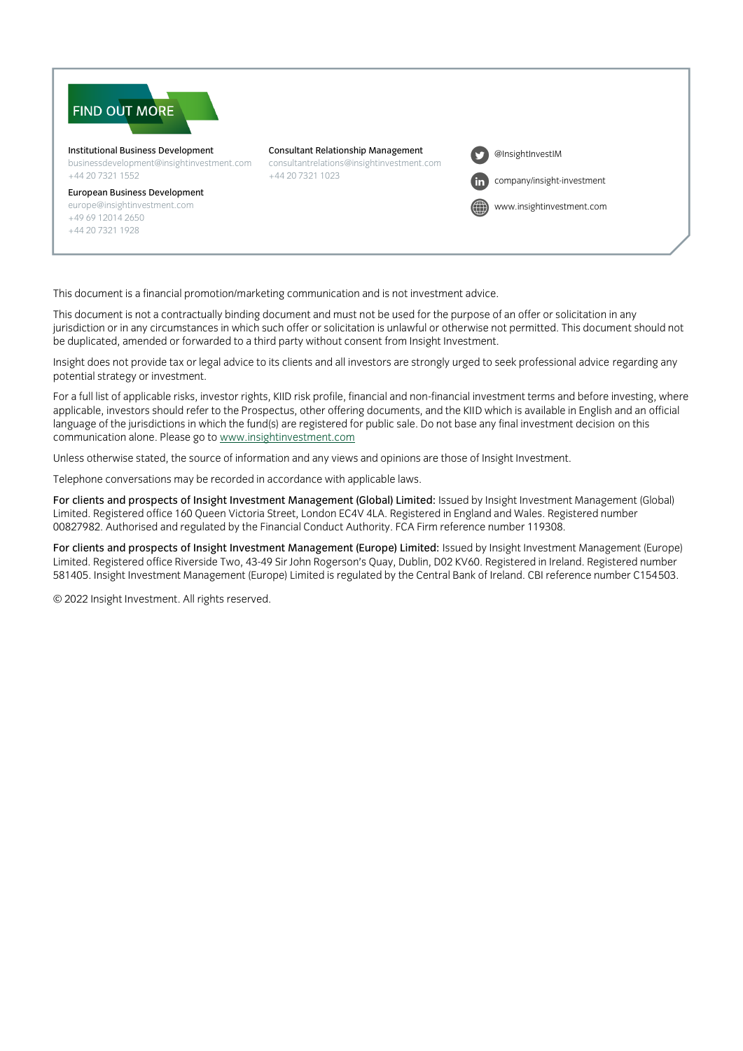## FIND OUT MORE

**Institutional Business Development**
businessdevelopment@insightinvestment.com
+44 20 7321 1552

**European Business Development**
europe@insightinvestment.com
+49 69 12014 2650
+44 20 7321 1928

**Consultant Relationship Management**
consultantrelations@insightinvestment.com
+44 20 7321 1023

@InsightInvestIM

company/insight-investment

www.insightinvestment.com

This document is a financial promotion/marketing communication and is not investment advice.

This document is not a contractually binding document and must not be used for the purpose of an offer or solicitation in any jurisdiction or in any circumstances in which such offer or solicitation is unlawful or otherwise not permitted. This document should not be duplicated, amended or forwarded to a third party without consent from Insight Investment.

Insight does not provide tax or legal advice to its clients and all investors are strongly urged to seek professional advice regarding any potential strategy or investment.

For a full list of applicable risks, investor rights, KIID risk profile, financial and non-financial investment terms and before investing, where applicable, investors should refer to the Prospectus, other offering documents, and the KIID which is available in English and an official language of the jurisdictions in which the fund(s) are registered for public sale. Do not base any final investment decision on this communication alone. Please go to www.insightinvestment.com

Unless otherwise stated, the source of information and any views and opinions are those of Insight Investment.

Telephone conversations may be recorded in accordance with applicable laws.

**For clients and prospects of Insight Investment Management (Global) Limited:** Issued by Insight Investment Management (Global) Limited. Registered office 160 Queen Victoria Street, London EC4V 4LA. Registered in England and Wales. Registered number 00827982. Authorised and regulated by the Financial Conduct Authority. FCA Firm reference number 119308.

**For clients and prospects of Insight Investment Management (Europe) Limited:** Issued by Insight Investment Management (Europe) Limited. Registered office Riverside Two, 43-49 Sir John Rogerson's Quay, Dublin, D02 KV60. Registered in Ireland. Registered number 581405. Insight Investment Management (Europe) Limited is regulated by the Central Bank of Ireland. CBI reference number C154503.

© 2022 Insight Investment. All rights reserved.